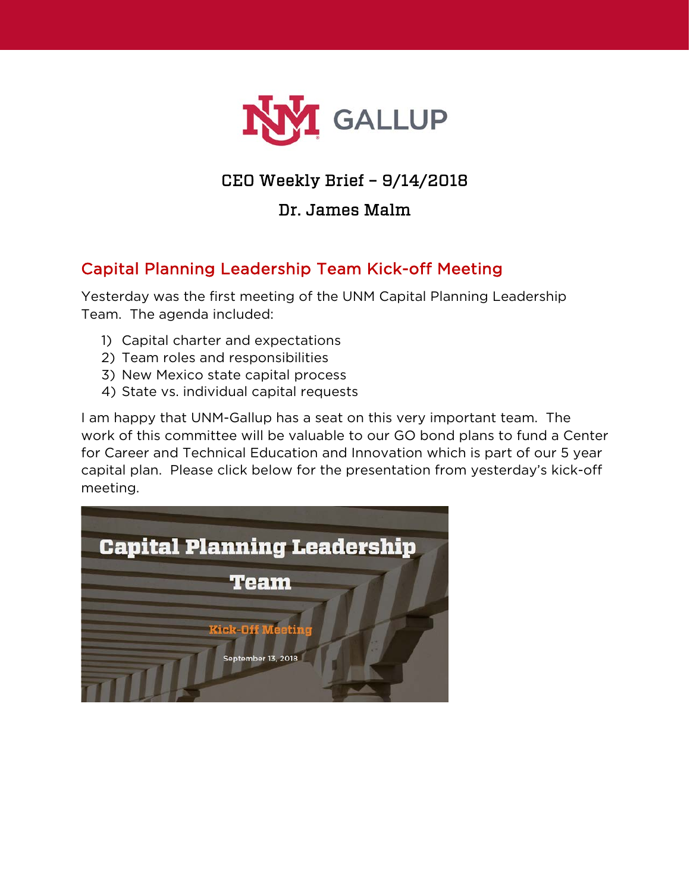# CEO Weekly Brief – 9/14/2018

## Dr. James Malm

## Capital Planning Leadership Team Kick-off Meeting

Yesterday was the first meeting of the UNM Capital Planning Leadership Team. The agenda included:

1) Capital charter and expectations
2) Team roles and responsibilities
3) New Mexico state capital process
4) State vs. individual capital requests

I am happy that UNM-Gallup has a seat on this very important team. The work of this committee will be valuable to our GO bond plans to fund a Center for Career and Technical Education and Innovation which is part of our 5 year capital plan. Please click below for the presentation from yesterday's kick-off meeting.

Capital Planning Leadership Team

Kick-Off Meeting

September 13, 2018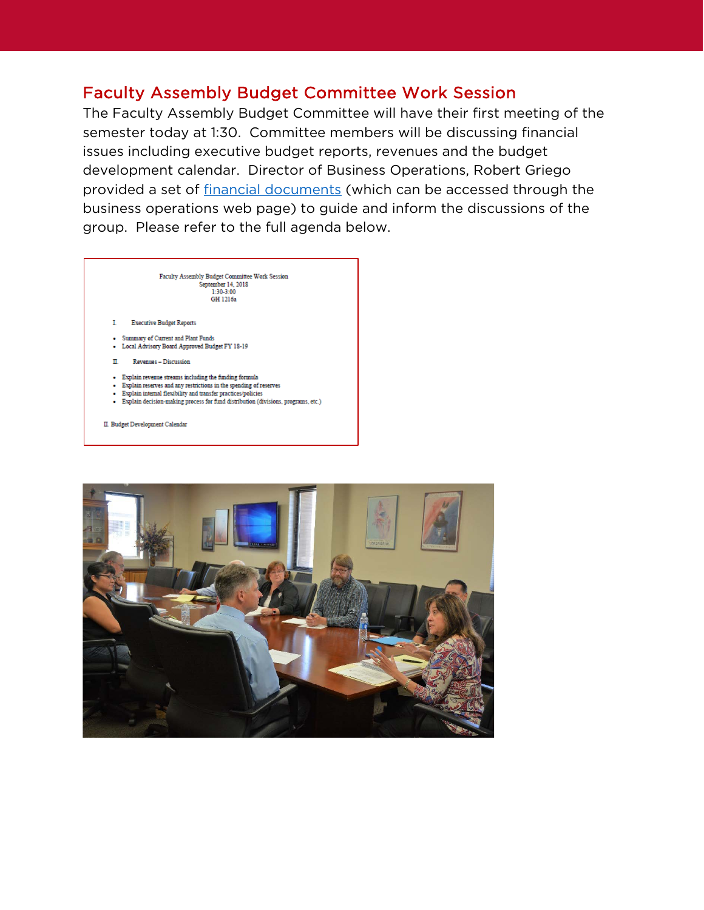## Faculty Assembly Budget Committee Work Session

The Faculty Assembly Budget Committee will have their first meeting of the semester today at 1:30. Committee members will be discussing financial issues including executive budget reports, revenues and the budget development calendar. Director of Business Operations, Robert Griego provided a set of financial documents (which can be accessed through the business operations web page) to guide and inform the discussions of the group. Please refer to the full agenda below.

Faculty Assembly Budget Committee Work Session
September 14, 2018
1:30-3:00
GH 1216a

I. Executive Budget Reports

- Summary of Current and Plant Funds
- Local Advisory Board Approved Budget FY 18-19

II. Revenues – Discussion

- Explain revenue streams including the funding formula
- Explain reserves and any restrictions in the spending of reserves
- Explain internal flexibility and transfer practices/policies
- Explain decision-making process for fund distribution (divisions, programs, etc.)

II. Budget Development Calendar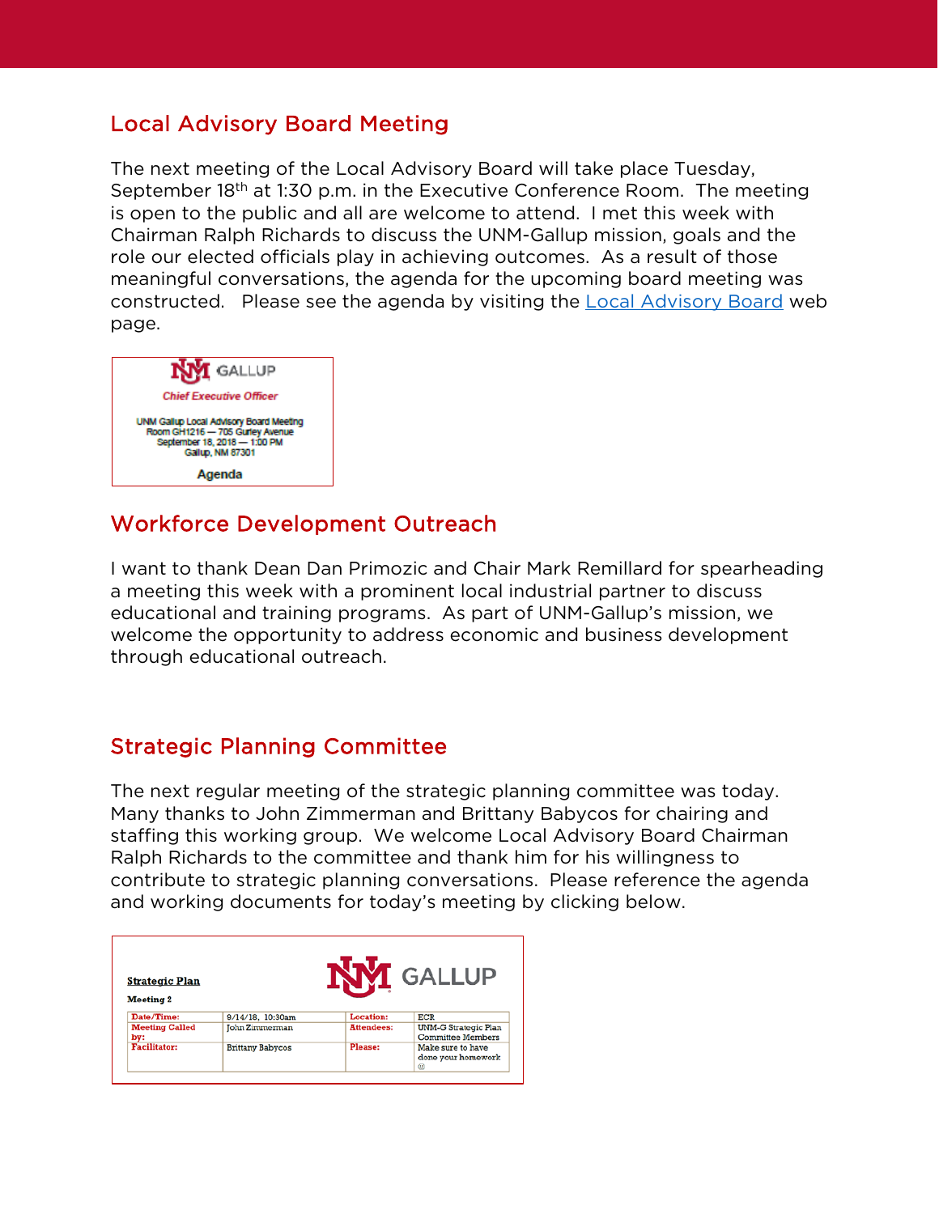## Local Advisory Board Meeting

The next meeting of the Local Advisory Board will take place Tuesday, September 18th at 1:30 p.m. in the Executive Conference Room. The meeting is open to the public and all are welcome to attend. I met this week with Chairman Ralph Richards to discuss the UNM-Gallup mission, goals and the role our elected officials play in achieving outcomes. As a result of those meaningful conversations, the agenda for the upcoming board meeting was constructed. Please see the agenda by visiting the Local Advisory Board web page.

UNM GALLUP
*Chief Executive Officer*

UNM Gallup Local Advisory Board Meeting
Room GH1216 — 705 Gurley Avenue
September 18, 2018 — 1:00 PM
Gallup, NM 87301

**Agenda**

## Workforce Development Outreach

I want to thank Dean Dan Primozic and Chair Mark Remillard for spearheading a meeting this week with a prominent local industrial partner to discuss educational and training programs. As part of UNM-Gallup's mission, we welcome the opportunity to address economic and business development through educational outreach.

## Strategic Planning Committee

The next regular meeting of the strategic planning committee was today. Many thanks to John Zimmerman and Brittany Babycos for chairing and staffing this working group. We welcome Local Advisory Board Chairman Ralph Richards to the committee and thank him for his willingness to contribute to strategic planning conversations. Please reference the agenda and working documents for today's meeting by clicking below.

**Strategic Plan**

**Meeting 2**

UNM GALLUP

| Date/Time: | 9/14/18, 10:30am | Location: | ECR |
|---|---|---|---|
| Meeting Called by: | John Zimmerman | Attendees: | UNM-G Strategic Plan Committee Members |
| Facilitator: | Brittany Babycos | Please: | Make sure to have done your homework ☺ |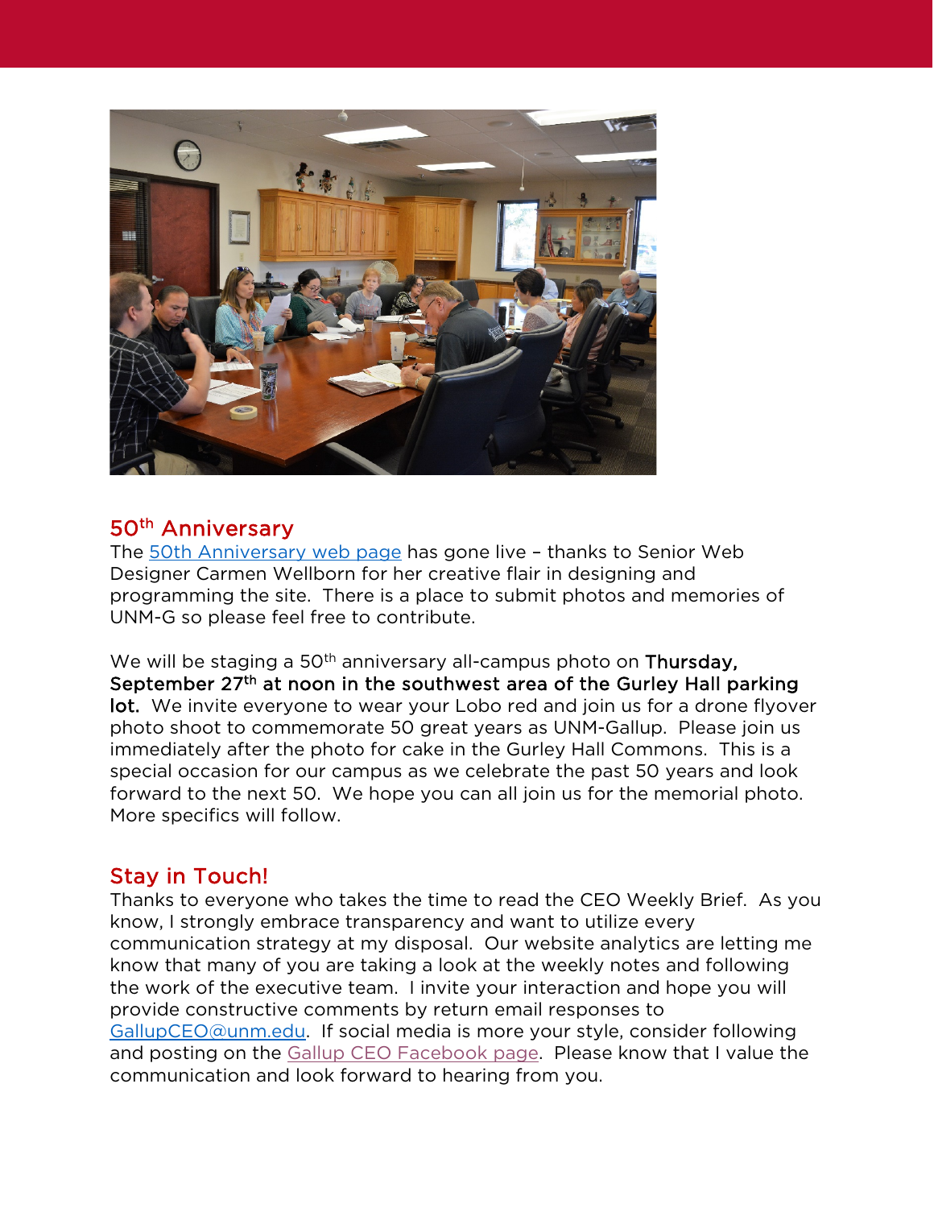## 50th Anniversary

The 50th Anniversary web page has gone live – thanks to Senior Web Designer Carmen Wellborn for her creative flair in designing and programming the site. There is a place to submit photos and memories of UNM-G so please feel free to contribute.

We will be staging a 50th anniversary all-campus photo on **Thursday, September 27th at noon in the southwest area of the Gurley Hall parking lot.** We invite everyone to wear your Lobo red and join us for a drone flyover photo shoot to commemorate 50 great years as UNM-Gallup. Please join us immediately after the photo for cake in the Gurley Hall Commons. This is a special occasion for our campus as we celebrate the past 50 years and look forward to the next 50. We hope you can all join us for the memorial photo. More specifics will follow.

## Stay in Touch!

Thanks to everyone who takes the time to read the CEO Weekly Brief. As you know, I strongly embrace transparency and want to utilize every communication strategy at my disposal. Our website analytics are letting me know that many of you are taking a look at the weekly notes and following the work of the executive team. I invite your interaction and hope you will provide constructive comments by return email responses to GallupCEO@unm.edu. If social media is more your style, consider following and posting on the Gallup CEO Facebook page. Please know that I value the communication and look forward to hearing from you.